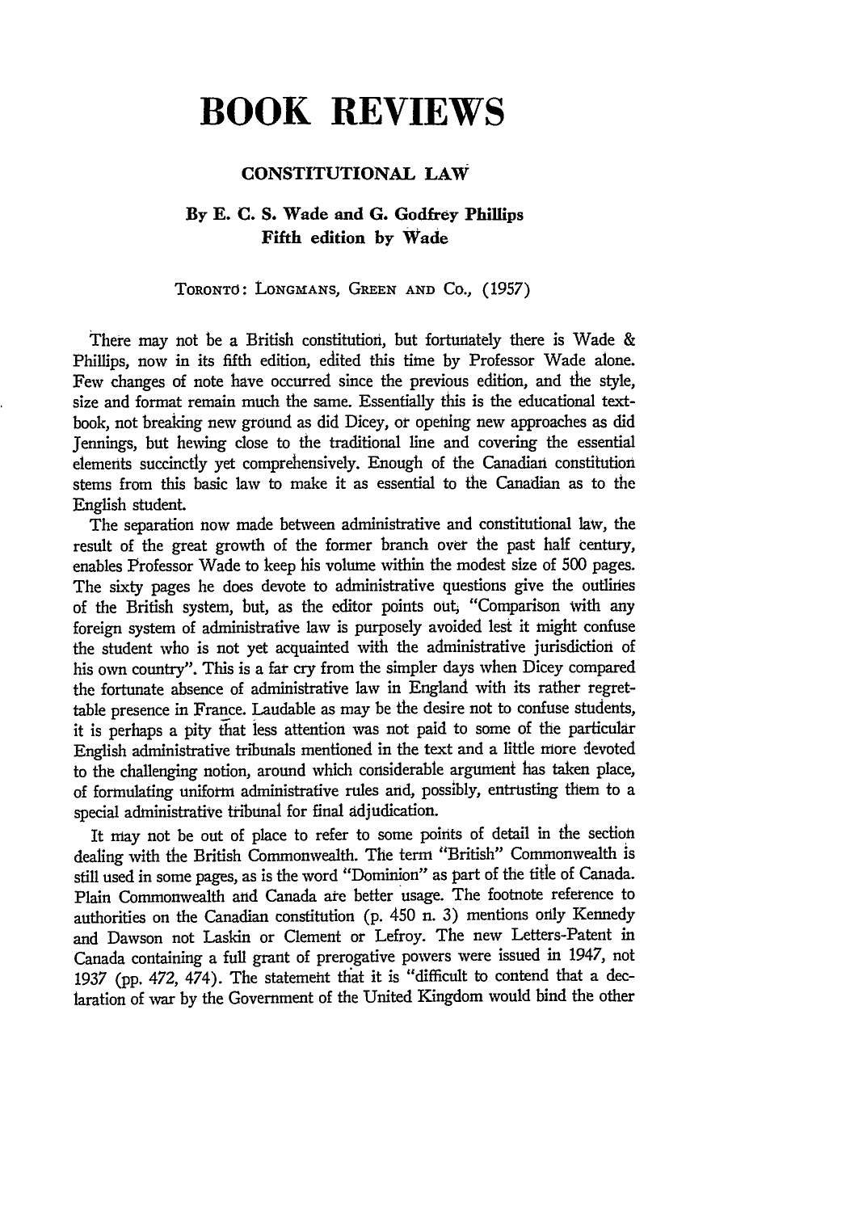# BOOK REVIEWS

## CONSTITUTIONAL LAW

### By E. C. S. Wade and G. Godfrey Phillips
### Fifth edition by Wade

TORONTO: LONGMANS, GREEN AND CO., (1957)

There may not be a British constitution, but fortunately there is Wade & Phillips, now in its fifth edition, edited this time by Professor Wade alone. Few changes of note have occurred since the previous edition, and the style, size and format remain much the same. Essentially this is the educational textbook, not breaking new ground as did Dicey, or opening new approaches as did Jennings, but hewing close to the traditional line and covering the essential elements succinctly yet comprehensively. Enough of the Canadian constitution stems from this basic law to make it as essential to the Canadian as to the English student.

The separation now made between administrative and constitutional law, the result of the great growth of the former branch over the past half century, enables Professor Wade to keep his volume within the modest size of 500 pages. The sixty pages he does devote to administrative questions give the outlines of the British system, but, as the editor points out, "Comparison with any foreign system of administrative law is purposely avoided lest it might confuse the student who is not yet acquainted with the administrative jurisdiction of his own country". This is a far cry from the simpler days when Dicey compared the fortunate absence of administrative law in England with its rather regrettable presence in France. Laudable as may be the desire not to confuse students, it is perhaps a pity that less attention was not paid to some of the particular English administrative tribunals mentioned in the text and a little more devoted to the challenging notion, around which considerable argument has taken place, of formulating uniform administrative rules and, possibly, entrusting them to a special administrative tribunal for final adjudication.

It may not be out of place to refer to some points of detail in the section dealing with the British Commonwealth. The term "British" Commonwealth is still used in some pages, as is the word "Dominion" as part of the title of Canada. Plain Commonwealth and Canada are better usage. The footnote reference to authorities on the Canadian constitution (p. 450 n. 3) mentions only Kennedy and Dawson not Laskin or Clement or Lefroy. The new Letters-Patent in Canada containing a full grant of prerogative powers were issued in 1947, not 1937 (pp. 472, 474). The statement that it is "difficult to contend that a declaration of war by the Government of the United Kingdom would bind the other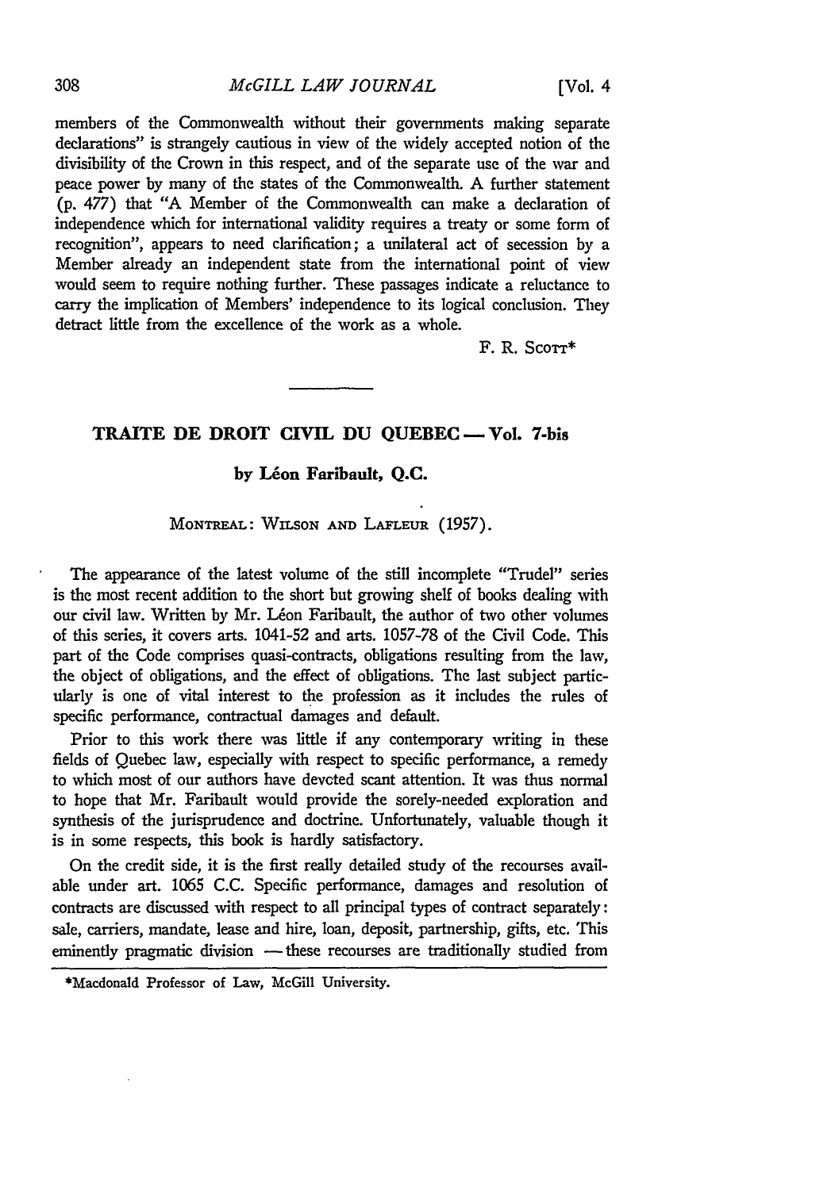members of the Commonwealth without their governments making separate declarations" is strangely cautious in view of the widely accepted notion of the divisibility of the Crown in this respect, and of the separate use of the war and peace power by many of the states of the Commonwealth. A further statement (p. 477) that "A Member of the Commonwealth can make a declaration of independence which for international validity requires a treaty or some form of recognition", appears to need clarification; a unilateral act of secession by a Member already an independent state from the international point of view would seem to require nothing further. These passages indicate a reluctance to carry the implication of Members' independence to its logical conclusion. They detract little from the excellence of the work as a whole.

F. R. SCOTT*

---

## TRAITE DE DROIT CIVIL DU QUEBEC — Vol. 7-bis

### by Léon Faribault, Q.C.

MONTREAL: WILSON AND LAFLEUR (1957).

The appearance of the latest volume of the still incomplete "Trudel" series is the most recent addition to the short but growing shelf of books dealing with our civil law. Written by Mr. Léon Faribault, the author of two other volumes of this series, it covers arts. 1041-52 and arts. 1057-78 of the Civil Code. This part of the Code comprises quasi-contracts, obligations resulting from the law, the object of obligations, and the effect of obligations. The last subject particularly is one of vital interest to the profession as it includes the rules of specific performance, contractual damages and default.

Prior to this work there was little if any contemporary writing in these fields of Quebec law, especially with respect to specific performance, a remedy to which most of our authors have devoted scant attention. It was thus normal to hope that Mr. Faribault would provide the sorely-needed exploration and synthesis of the jurisprudence and doctrine. Unfortunately, valuable though it is in some respects, this book is hardly satisfactory.

On the credit side, it is the first really detailed study of the recourses available under art. 1065 C.C. Specific performance, damages and resolution of contracts are discussed with respect to all principal types of contract separately: sale, carriers, mandate, lease and hire, loan, deposit, partnership, gifts, etc. This eminently pragmatic division — these recourses are traditionally studied from

*Macdonald Professor of Law, McGill University.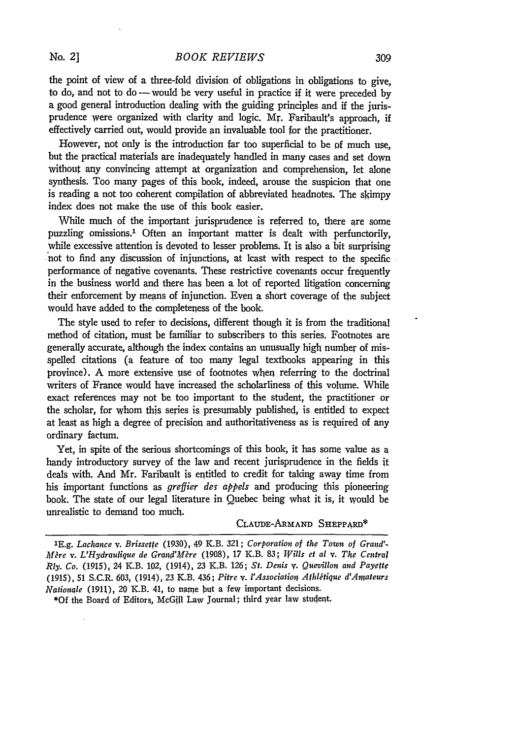the point of view of a three-fold division of obligations in obligations to give, to do, and not to do — would be very useful in practice if it were preceded by a good general introduction dealing with the guiding principles and if the jurisprudence were organized with clarity and logic. Mr. Faribault's approach, if effectively carried out, would provide an invaluable tool for the practitioner.

However, not only is the introduction far too superficial to be of much use, but the practical materials are inadequately handled in many cases and set down without any convincing attempt at organization and comprehension, let alone synthesis. Too many pages of this book, indeed, arouse the suspicion that one is reading a not too coherent compilation of abbreviated headnotes. The skimpy index does not make the use of this book easier.

While much of the important jurisprudence is referred to, there are some puzzling omissions.[1] Often an important matter is dealt with perfunctorily, while excessive attention is devoted to lesser problems. It is also a bit surprising not to find any discussion of injunctions, at least with respect to the specific performance of negative covenants. These restrictive covenants occur frequently in the business world and there has been a lot of reported litigation concerning their enforcement by means of injunction. Even a short coverage of the subject would have added to the completeness of the book.

The style used to refer to decisions, different though it is from the traditional method of citation, must be familiar to subscribers to this series. Footnotes are generally accurate, although the index contains an unusually high number of misspelled citations (a feature of too many legal textbooks appearing in this province). A more extensive use of footnotes when referring to the doctrinal writers of France would have increased the scholarliness of this volume. While exact references may not be too important to the student, the practitioner or the scholar, for whom this series is presumably published, is entitled to expect at least as high a degree of precision and authoritativeness as is required of any ordinary factum.

Yet, in spite of the serious shortcomings of this book, it has some value as a handy introductory survey of the law and recent jurisprudence in the fields it deals with. And Mr. Faribault is entitled to credit for taking away time from his important functions as *greffier des appels* and producing this pioneering book. The state of our legal literature in Quebec being what it is, it would be unrealistic to demand too much.

CLAUDE-ARMAND SHEPPARD*

---

[1] E.g. *Lachance v. Brissette* (1930), 49 K.B. 321; *Corporation of the Town of Grand'-Mère v. L'Hydraulique de Grand'Mère* (1908), 17 K.B. 83; *Wills et al v. The Central Rly. Co.* (1915), 24 K.B. 102, (1914), 23 K.B. 126; *St. Denis v. Quevillon and Payette* (1915), 51 S.C.R. 603, (1914), 23 K.B. 436; *Pitre v. l'Association Athlétique d'Amateurs Nationale* (1911), 20 K.B. 41, to name but a few important decisions.

*Of the Board of Editors, McGill Law Journal; third year law student.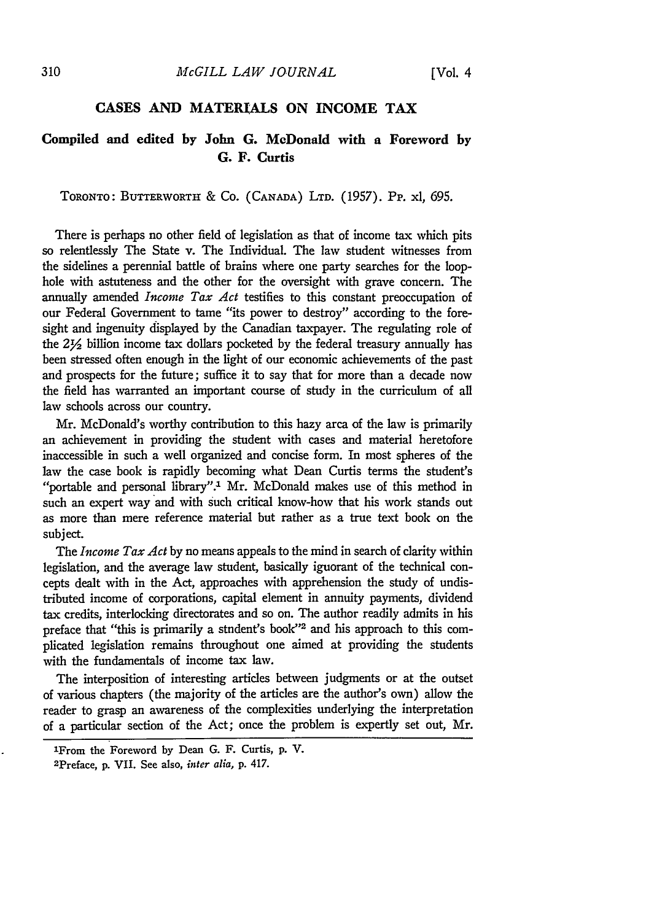## CASES AND MATERIALS ON INCOME TAX

### Compiled and edited by John G. McDonald with a Foreword by G. F. Curtis

TORONTO: BUTTERWORTH & CO. (CANADA) LTD. (1957). PP. xl, 695.

There is perhaps no other field of legislation as that of income tax which pits so relentlessly The State v. The Individual. The law student witnesses from the sidelines a perennial battle of brains where one party searches for the loophole with astuteness and the other for the oversight with grave concern. The annually amended *Income Tax Act* testifies to this constant preoccupation of our Federal Government to tame "its power to destroy" according to the foresight and ingenuity displayed by the Canadian taxpayer. The regulating role of the 2½ billion income tax dollars pocketed by the federal treasury annually has been stressed often enough in the light of our economic achievements of the past and prospects for the future; suffice it to say that for more than a decade now the field has warranted an important course of study in the curriculum of all law schools across our country.

Mr. McDonald's worthy contribution to this hazy area of the law is primarily an achievement in providing the student with cases and material heretofore inaccessible in such a well organized and concise form. In most spheres of the law the case book is rapidly becoming what Dean Curtis terms the student's "portable and personal library".[1] Mr. McDonald makes use of this method in such an expert way and with such critical know-how that his work stands out as more than mere reference material but rather as a true text book on the subject.

The *Income Tax Act* by no means appeals to the mind in search of clarity within legislation, and the average law student, basically iguorant of the technical concepts dealt with in the Act, approaches with apprehension the study of undistributed income of corporations, capital element in annuity payments, dividend tax credits, interlocking directorates and so on. The author readily admits in his preface that "this is primarily a stndent's book"[2] and his approach to this complicated legislation remains throughout one aimed at providing the students with the fundamentals of income tax law.

The interposition of interesting articles between judgments or at the outset of various chapters (the majority of the articles are the author's own) allow the reader to grasp an awareness of the complexities underlying the interpretation of a particular section of the Act; once the problem is expertly set out, Mr.

[1] From the Foreword by Dean G. F. Curtis, p. V.

[2] Preface, p. VII. See also, *inter alia*, p. 417.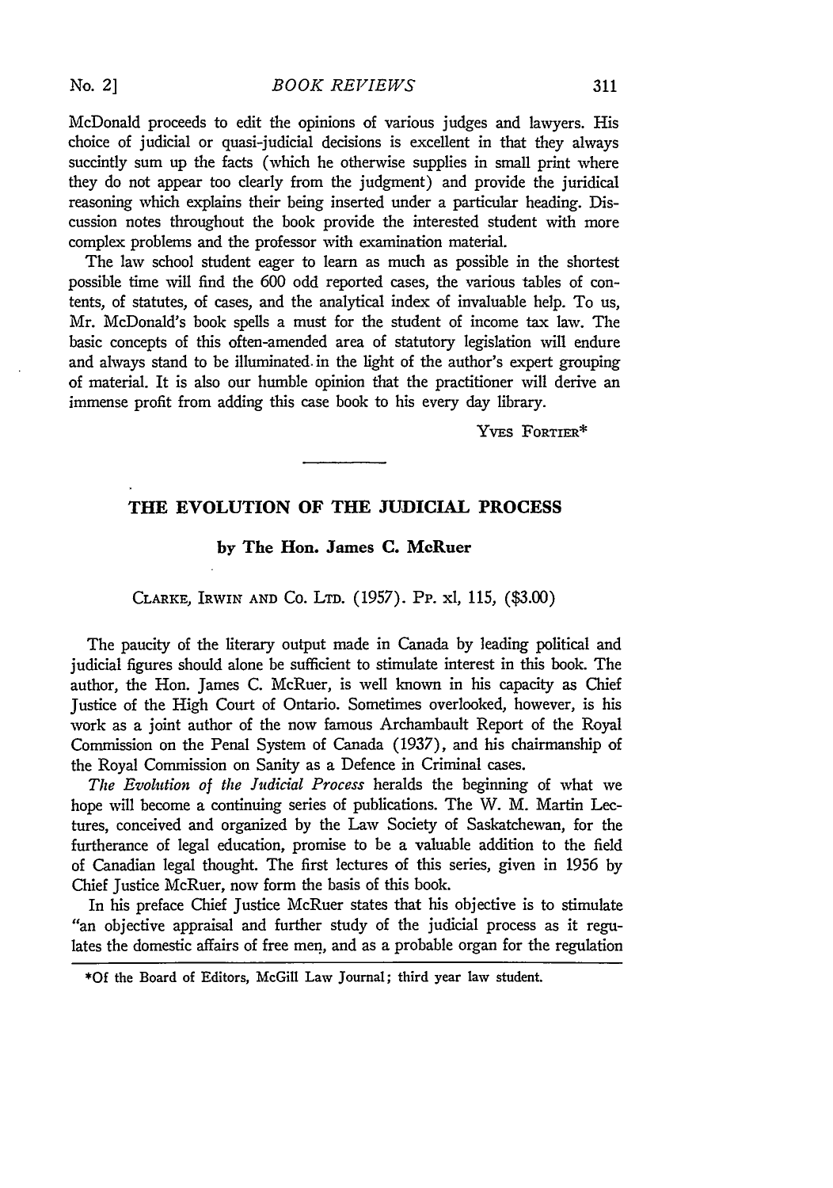McDonald proceeds to edit the opinions of various judges and lawyers. His choice of judicial or quasi-judicial decisions is excellent in that they always succintly sum up the facts (which he otherwise supplies in small print where they do not appear too clearly from the judgment) and provide the juridical reasoning which explains their being inserted under a particular heading. Discussion notes throughout the book provide the interested student with more complex problems and the professor with examination material.

The law school student eager to learn as much as possible in the shortest possible time will find the 600 odd reported cases, the various tables of contents, of statutes, of cases, and the analytical index of invaluable help. To us, Mr. McDonald's book spells a must for the student of income tax law. The basic concepts of this often-amended area of statutory legislation will endure and always stand to be illuminated in the light of the author's expert grouping of material. It is also our humble opinion that the practitioner will derive an immense profit from adding this case book to his every day library.

YVES FORTIER*

---

## THE EVOLUTION OF THE JUDICIAL PROCESS

### by The Hon. James C. McRuer

CLARKE, IRWIN AND CO. LTD. (1957). PP. xl, 115, ($3.00)

The paucity of the literary output made in Canada by leading political and judicial figures should alone be sufficient to stimulate interest in this book. The author, the Hon. James C. McRuer, is well known in his capacity as Chief Justice of the High Court of Ontario. Sometimes overlooked, however, is his work as a joint author of the now famous Archambault Report of the Royal Commission on the Penal System of Canada (1937), and his chairmanship of the Royal Commission on Sanity as a Defence in Criminal cases.

*The Evolution of the Judicial Process* heralds the beginning of what we hope will become a continuing series of publications. The W. M. Martin Lectures, conceived and organized by the Law Society of Saskatchewan, for the furtherance of legal education, promise to be a valuable addition to the field of Canadian legal thought. The first lectures of this series, given in 1956 by Chief Justice McRuer, now form the basis of this book.

In his preface Chief Justice McRuer states that his objective is to stimulate "an objective appraisal and further study of the judicial process as it regulates the domestic affairs of free men, and as a probable organ for the regulation

---

*Of the Board of Editors, McGill Law Journal; third year law student.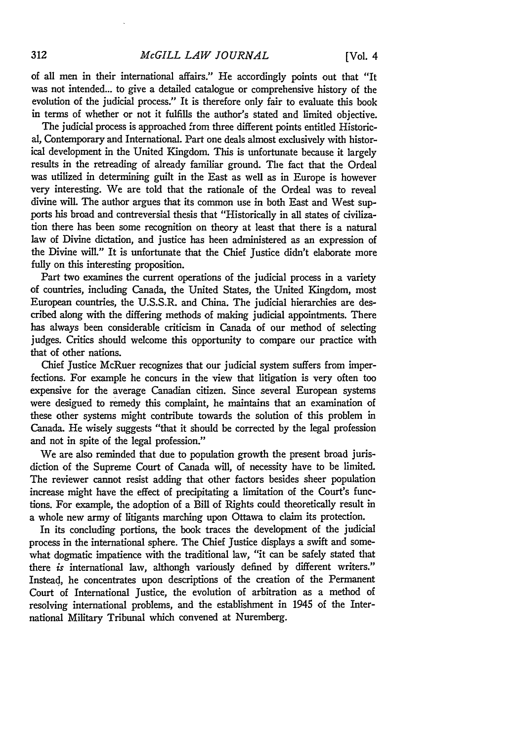of all men in their international affairs." He accordingly points out that "It was not intended... to give a detailed catalogue or comprehensive history of the evolution of the judicial process." It is therefore only fair to evaluate this book in terms of whether or not it fulfills the author's stated and limited objective.

The judicial process is approached from three different points entitled Historical, Contemporary and International. Part one deals almost exclusively with historical development in the United Kingdom. This is unfortunate because it largely results in the retreading of already familiar ground. The fact that the Ordeal was utilized in determining guilt in the East as well as in Europe is however very interesting. We are told that the rationale of the Ordeal was to reveal divine will. The author argues that its common use in both East and West supports his broad and contreversial thesis that "Historically in all states of civilization there has been some recognition on theory at least that there is a natural law of Divine dictation, and justice has been administered as an expression of the Divine will." It is unfortunate that the Chief Justice didn't elaborate more fully on this interesting proposition.

Part two examines the current operations of the judicial process in a variety of countries, including Canada, the United States, the United Kingdom, most European countries, the U.S.S.R. and China. The judicial hierarchies are described along with the differing methods of making judicial appointments. There has always been considerable criticism in Canada of our method of selecting judges. Critics should welcome this opportunity to compare our practice with that of other nations.

Chief Justice McRuer recognizes that our judicial system suffers from imperfections. For example he concurs in the view that litigation is very often too expensive for the average Canadian citizen. Since several European systems were desigued to remedy this complaint, he maintains that an examination of these other systems might contribute towards the solution of this problem in Canada. He wisely suggests "that it should be corrected by the legal profession and not in spite of the legal profession."

We are also reminded that due to population growth the present broad jurisdiction of the Supreme Court of Canada will, of necessity have to be limited. The reviewer cannot resist adding that other factors besides sheer population increase might have the effect of precipitating a limitation of the Court's functions. For example, the adoption of a Bill of Rights could theoretically result in a whole new army of litigants marching upon Ottawa to claim its protection.

In its concluding portions, the book traces the development of the judicial process in the international sphere. The Chief Justice displays a swift and somewhat dogmatic impatience with the traditional law, "it can be safely stated that there *is* international law, althongh variously defined by different writers." Instead, he concentrates upon descriptions of the creation of the Permanent Court of International Justice, the evolution of arbitration as a method of resolving international problems, and the establishment in 1945 of the International Military Tribunal which convened at Nuremberg.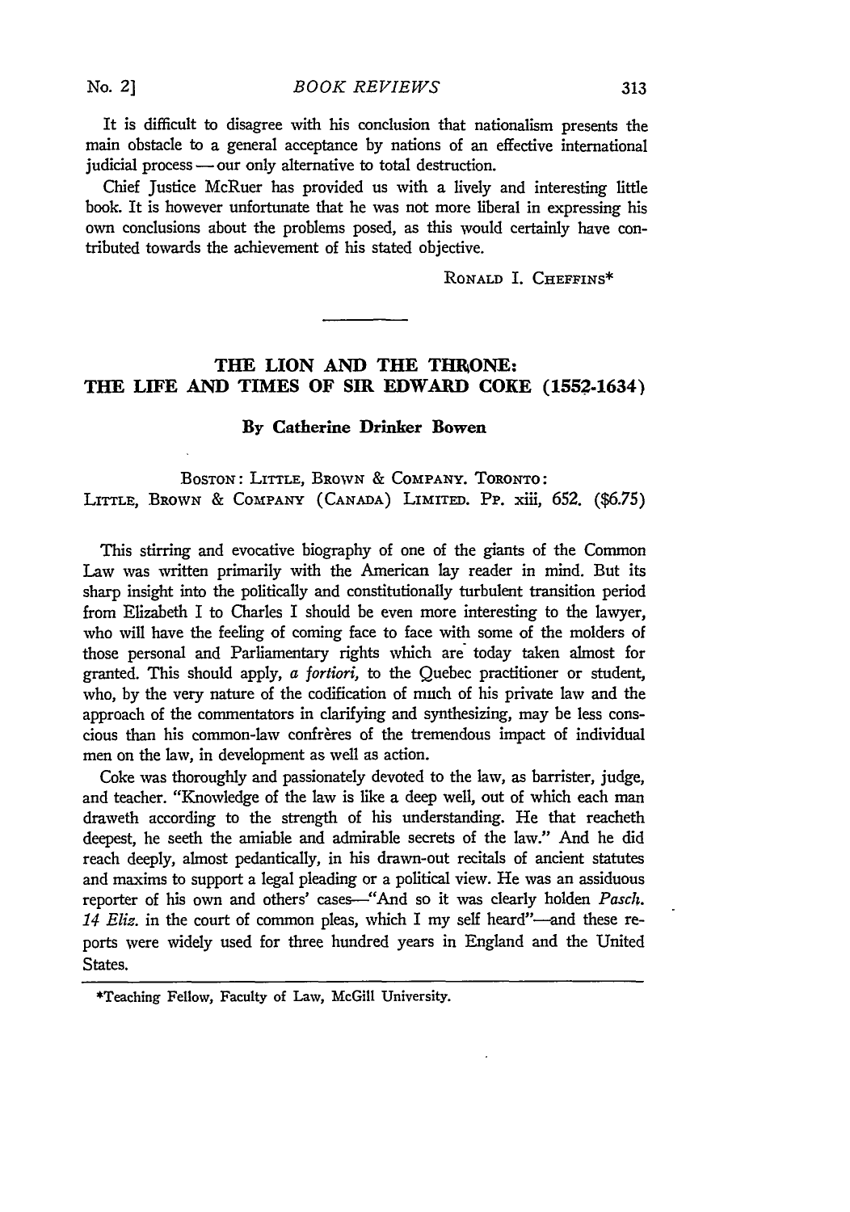It is difficult to disagree with his conclusion that nationalism presents the main obstacle to a general acceptance by nations of an effective international judicial process — our only alternative to total destruction.

Chief Justice McRuer has provided us with a lively and interesting little book. It is however unfortunate that he was not more liberal in expressing his own conclusions about the problems posed, as this would certainly have contributed towards the achievement of his stated objective.

RONALD I. CHEFFINS*

## THE LION AND THE THRONE: THE LIFE AND TIMES OF SIR EDWARD COKE (1552-1634)

### By Catherine Drinker Bowen

BOSTON: LITTLE, BROWN & COMPANY. TORONTO: LITTLE, BROWN & COMPANY (CANADA) LIMITED. PP. xiii, 652. ($6.75)

This stirring and evocative biography of one of the giants of the Common Law was written primarily with the American lay reader in mind. But its sharp insight into the politically and constitutionally turbulent transition period from Elizabeth I to Charles I should be even more interesting to the lawyer, who will have the feeling of coming face to face with some of the molders of those personal and Parliamentary rights which are today taken almost for granted. This should apply, *a fortiori*, to the Quebec practitioner or student, who, by the very nature of the codification of much of his private law and the approach of the commentators in clarifying and synthesizing, may be less conscious than his common-law confrères of the tremendous impact of individual men on the law, in development as well as action.

Coke was thoroughly and passionately devoted to the law, as barrister, judge, and teacher. "Knowledge of the law is like a deep well, out of which each man draweth according to the strength of his understanding. He that reacheth deepest, he seeth the amiable and admirable secrets of the law." And he did reach deeply, almost pedantically, in his drawn-out recitals of ancient statutes and maxims to support a legal pleading or a political view. He was an assiduous reporter of his own and others' cases—"And so it was clearly holden *Pasch. 14 Eliz.* in the court of common pleas, which I my self heard"—and these reports were widely used for three hundred years in England and the United States.

*Teaching Fellow, Faculty of Law, McGill University.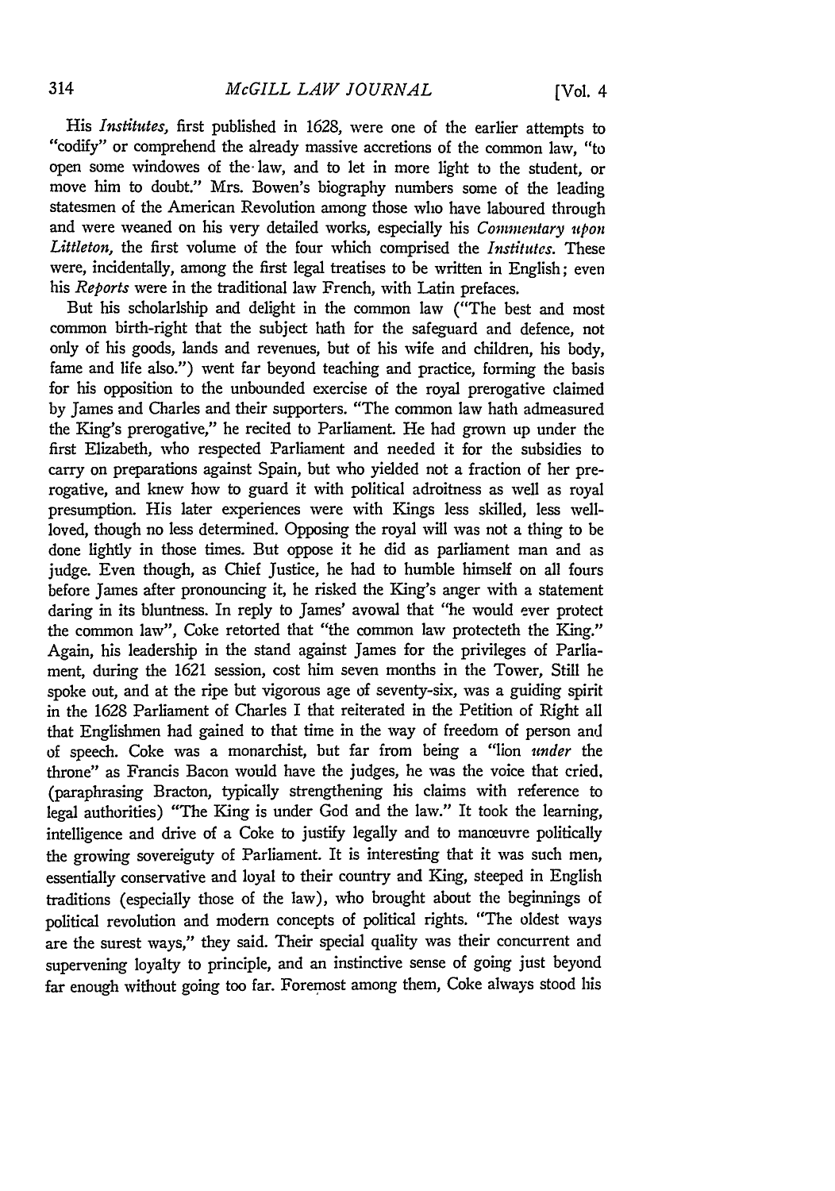His *Institutes,* first published in 1628, were one of the earlier attempts to "codify" or comprehend the already massive accretions of the common law, "to open some windowes of the law, and to let in more light to the student, or move him to doubt." Mrs. Bowen's biography numbers some of the leading statesmen of the American Revolution among those who have laboured through and were weaned on his very detailed works, especially his *Commentary upon Littleton,* the first volume of the four which comprised the *Institutes.* These were, incidentally, among the first legal treatises to be written in English; even his *Reports* were in the traditional law French, with Latin prefaces.

But his scholarship and delight in the common law ("The best and most common birth-right that the subject hath for the safeguard and defence, not only of his goods, lands and revenues, but of his wife and children, his body, fame and life also.") went far beyond teaching and practice, forming the basis for his opposition to the unbounded exercise of the royal prerogative claimed by James and Charles and their supporters. "The common law hath admeasured the King's prerogative," he recited to Parliament. He had grown up under the first Elizabeth, who respected Parliament and needed it for the subsidies to carry on preparations against Spain, but who yielded not a fraction of her prerogative, and knew how to guard it with political adroitness as well as royal presumption. His later experiences were with Kings less skilled, less well-loved, though no less determined. Opposing the royal will was not a thing to be done lightly in those times. But oppose it he did as parliament man and as judge. Even though, as Chief Justice, he had to humble himself on all fours before James after pronouncing it, he risked the King's anger with a statement daring in its bluntness. In reply to James' avowal that "he would ever protect the common law", Coke retorted that "the common law protecteth the King." Again, his leadership in the stand against James for the privileges of Parliament, during the 1621 session, cost him seven months in the Tower, Still he spoke out, and at the ripe but vigorous age of seventy-six, was a guiding spirit in the 1628 Parliament of Charles I that reiterated in the Petition of Right all that Englishmen had gained to that time in the way of freedom of person and of speech. Coke was a monarchist, but far from being a "lion *under* the throne" as Francis Bacon would have the judges, he was the voice that cried, (paraphrasing Bracton, typically strengthening his claims with reference to legal authorities) "The King is under God and the law." It took the learning, intelligence and drive of a Coke to justify legally and to manœuvre politically the growing sovereiguty of Parliament. It is interesting that it was such men, essentially conservative and loyal to their country and King, steeped in English traditions (especially those of the law), who brought about the beginnings of political revolution and modern concepts of political rights. "The oldest ways are the surest ways," they said. Their special quality was their concurrent and supervening loyalty to principle, and an instinctive sense of going just beyond far enough without going too far. Foremost among them, Coke always stood his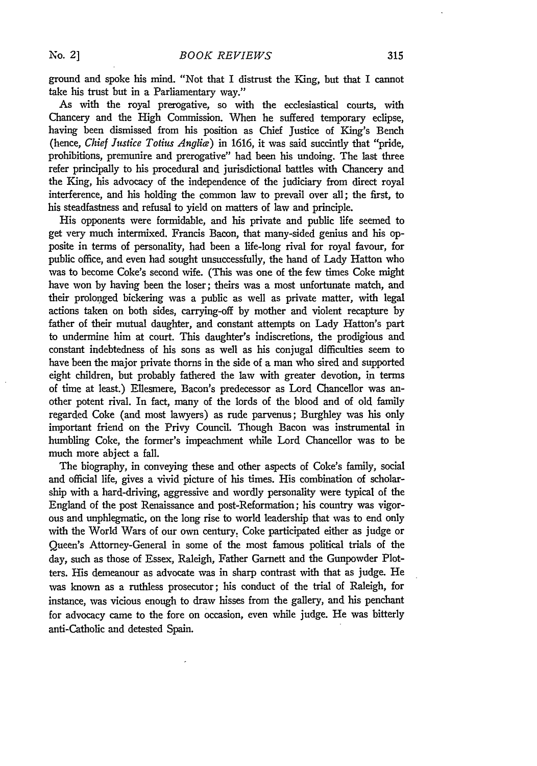ground and spoke his mind. "Not that I distrust the King, but that I cannot take his trust but in a Parliamentary way."

As with the royal prerogative, so with the ecclesiastical courts, with Chancery and the High Commission. When he suffered temporary eclipse, having been dismissed from his position as Chief Justice of King's Bench (hence, *Chief Justice Totius Angliæ*) in 1616, it was said succintly that "pride, prohibitions, premunire and prerogative" had been his undoing. The last three refer principally to his procedural and jurisdictional battles with Chancery and the King, his advocacy of the independence of the judiciary from direct royal interference, and his holding the common law to prevail over all; the first, to his steadfastness and refusal to yield on matters of law and principle.

His opponents were formidable, and his private and public life seemed to get very much intermixed. Francis Bacon, that many-sided genius and his opposite in terms of personality, had been a life-long rival for royal favour, for public office, and even had sought unsuccessfully, the hand of Lady Hatton who was to become Coke's second wife. (This was one of the few times Coke might have won by having been the loser; theirs was a most unfortunate match, and their prolonged bickering was a public as well as private matter, with legal actions taken on both sides, carrying-off by mother and violent recapture by father of their mutual daughter, and constant attempts on Lady Hatton's part to undermine him at court. This daughter's indiscretions, the prodigious and constant indebtedness of his sons as well as his conjugal difficulties seem to have been the major private thorns in the side of a man who sired and supported eight children, but probably fathered the law with greater devotion, in terms of time at least.) Ellesmere, Bacon's predecessor as Lord Chancellor was another potent rival. In fact, many of the lords of the blood and of old family regarded Coke (and most lawyers) as rude parvenus; Burghley was his only important friend on the Privy Council. Though Bacon was instrumental in humbling Coke, the former's impeachment while Lord Chancellor was to be much more abject a fall.

The biography, in conveying these and other aspects of Coke's family, social and official life, gives a vivid picture of his times. His combination of scholarship with a hard-driving, aggressive and wordly personality were typical of the England of the post Renaissance and post-Reformation; his country was vigorous and unphlegmatic, on the long rise to world leadership that was to end only with the World Wars of our own century. Coke participated either as judge or Queen's Attorney-General in some of the most famous political trials of the day, such as those of Essex, Raleigh, Father Garnett and the Gunpowder Plotters. His demeanour as advocate was in sharp contrast with that as judge. He was known as a ruthless prosecutor; his conduct of the trial of Raleigh, for instance, was vicious enough to draw hisses from the gallery, and his penchant for advocacy came to the fore on occasion, even while judge. He was bitterly anti-Catholic and detested Spain.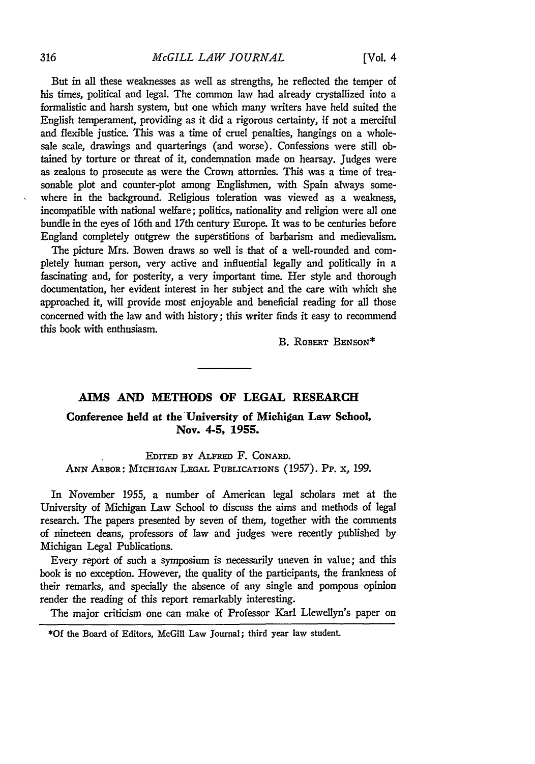But in all these weaknesses as well as strengths, he reflected the temper of his times, political and legal. The common law had already crystallized into a formalistic and harsh system, but one which many writers have held suited the English temperament, providing as it did a rigorous certainty, if not a merciful and flexible justice. This was a time of cruel penalties, hangings on a wholesale scale, drawings and quarterings (and worse). Confessions were still obtained by torture or threat of it, condemnation made on hearsay. Judges were as zealous to prosecute as were the Crown attornies. This was a time of treasonable plot and counter-plot among Englishmen, with Spain always somewhere in the background. Religious toleration was viewed as a weakness, incompatible with national welfare; politics, nationality and religion were all one bundle in the eyes of 16th and 17th century Europe. It was to be centuries before England completely outgrew the superstitions of barbarism and medievalism.

The picture Mrs. Bowen draws so well is that of a well-rounded and completely human person, very active and influential legally and politically in a fascinating and, for posterity, a very important time. Her style and thorough documentation, her evident interest in her subject and the care with which she approached it, will provide most enjoyable and beneficial reading for all those concerned with the law and with history; this writer finds it easy to recommend this book with enthusiasm.

B. ROBERT BENSON*

---

## AIMS AND METHODS OF LEGAL RESEARCH

### Conference held at the University of Michigan Law School, Nov. 4-5, 1955.

EDITED BY ALFRED F. CONARD.
ANN ARBOR: MICHIGAN LEGAL PUBLICATIONS (1957). Pp. x, 199.

In November 1955, a number of American legal scholars met at the University of Michigan Law School to discuss the aims and methods of legal research. The papers presented by seven of them, together with the comments of nineteen deans, professors of law and judges were recently published by Michigan Legal Publications.

Every report of such a symposium is necessarily uneven in value; and this book is no exception. However, the quality of the participants, the frankness of their remarks, and specially the absence of any single and pompous opinion render the reading of this report remarkably interesting.

The major criticism one can make of Professor Karl Llewellyn's paper on

*Of the Board of Editors, McGill Law Journal; third year law student.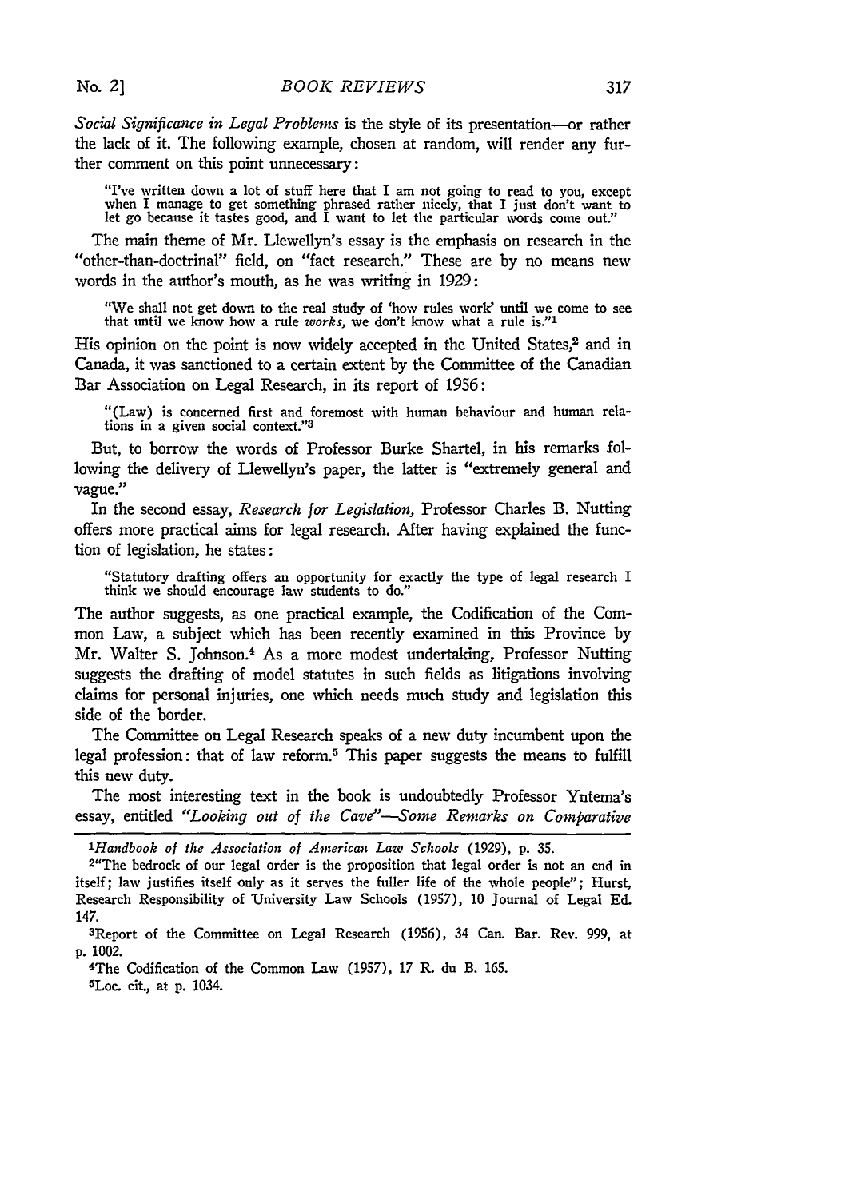*Social Significance in Legal Problems* is the style of its presentation—or rather the lack of it. The following example, chosen at random, will render any further comment on this point unnecessary:

> "I've written down a lot of stuff here that I am not going to read to you, except when I manage to get something phrased rather nicely, that I just don't want to let go because it tastes good, and I want to let the particular words come out."

The main theme of Mr. Llewellyn's essay is the emphasis on research in the "other-than-doctrinal" field, on "fact research." These are by no means new words in the author's mouth, as he was writing in 1929:

> "We shall not get down to the real study of 'how rules work' until we come to see that until we know how a rule *works*, we don't know what a rule is."[1]

His opinion on the point is now widely accepted in the United States,[2] and in Canada, it was sanctioned to a certain extent by the Committee of the Canadian Bar Association on Legal Research, in its report of 1956:

> "(Law) is concerned first and foremost with human behaviour and human relations in a given social context."[3]

But, to borrow the words of Professor Burke Shartel, in his remarks following the delivery of Llewellyn's paper, the latter is "extremely general and vague."

In the second essay, *Research for Legislation*, Professor Charles B. Nutting offers more practical aims for legal research. After having explained the function of legislation, he states:

> "Statutory drafting offers an opportunity for exactly the type of legal research I think we should encourage law students to do."

The author suggests, as one practical example, the Codification of the Common Law, a subject which has been recently examined in this Province by Mr. Walter S. Johnson.[4] As a more modest undertaking, Professor Nutting suggests the drafting of model statutes in such fields as litigations involving claims for personal injuries, one which needs much study and legislation this side of the border.

The Committee on Legal Research speaks of a new duty incumbent upon the legal profession: that of law reform.[5] This paper suggests the means to fulfill this new duty.

The most interesting text in the book is undoubtedly Professor Yntema's essay, entitled *"Looking out of the Cave"—Some Remarks on Comparative*

---

[1] *Handbook of the Association of American Law Schools* (1929), p. 35.

[2] "The bedrock of our legal order is the proposition that legal order is not an end in itself; law justifies itself only as it serves the fuller life of the whole people"; Hurst, Research Responsibility of University Law Schools (1957), 10 Journal of Legal Ed. 147.

[3] Report of the Committee on Legal Research (1956), 34 Can. Bar. Rev. 999, at p. 1002.

[4] The Codification of the Common Law (1957), 17 R. du B. 165.

[5] Loc. cit., at p. 1034.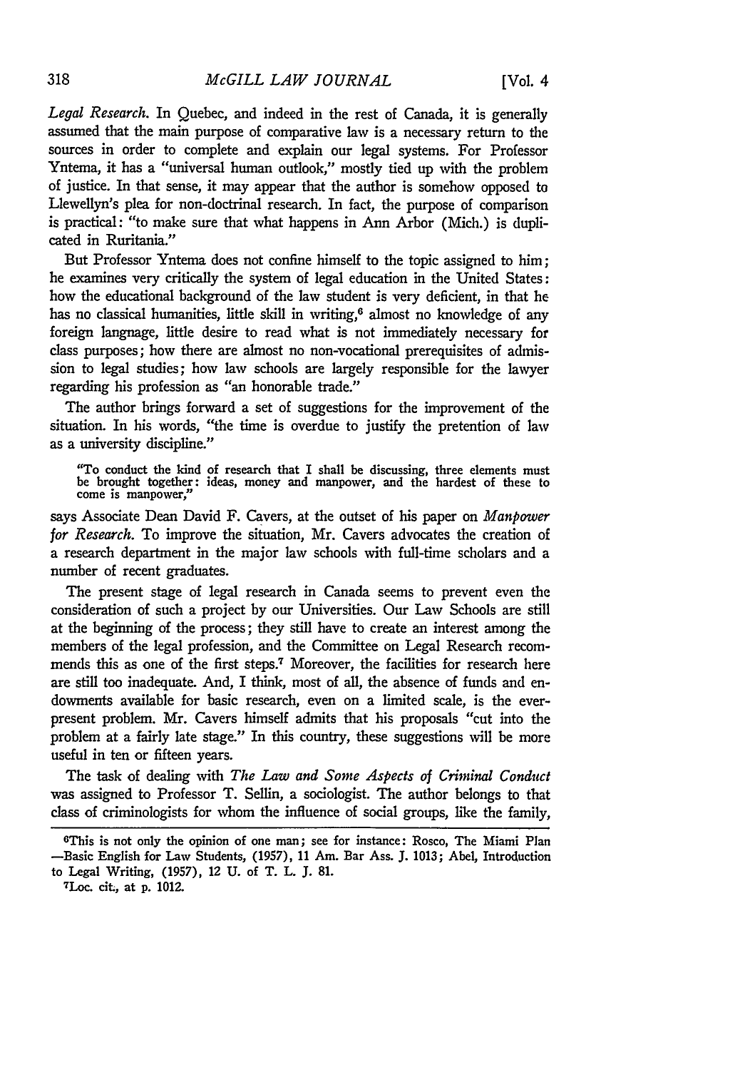*Legal Research*. In Quebec, and indeed in the rest of Canada, it is generally assumed that the main purpose of comparative law is a necessary return to the sources in order to complete and explain our legal systems. For Professor Yntema, it has a "universal human outlook," mostly tied up with the problem of justice. In that sense, it may appear that the author is somehow opposed to Llewellyn's plea for non-doctrinal research. In fact, the purpose of comparison is practical: "to make sure that what happens in Ann Arbor (Mich.) is duplicated in Ruritania."

But Professor Yntema does not confine himself to the topic assigned to him; he examines very critically the system of legal education in the United States: how the educational background of the law student is very deficient, in that he has no classical humanities, little skill in writing,[6] almost no knowledge of any foreign langnage, little desire to read what is not immediately necessary for class purposes; how there are almost no non-vocational prerequisites of admission to legal studies; how law schools are largely responsible for the lawyer regarding his profession as "an honorable trade."

The author brings forward a set of suggestions for the improvement of the situation. In his words, "the time is overdue to justify the pretention of law as a university discipline."

> "To conduct the kind of research that I shall be discussing, three elements must be brought together: ideas, money and manpower, and the hardest of these to come is manpower,"

says Associate Dean David F. Cavers, at the outset of his paper on *Manpower for Research*. To improve the situation, Mr. Cavers advocates the creation of a research department in the major law schools with full-time scholars and a number of recent graduates.

The present stage of legal research in Canada seems to prevent even the consideration of such a project by our Universities. Our Law Schools are still at the beginning of the process; they still have to create an interest among the members of the legal profession, and the Committee on Legal Research recommends this as one of the first steps.[7] Moreover, the facilities for research here are still too inadequate. And, I think, most of all, the absence of funds and endowments available for basic research, even on a limited scale, is the ever-present problem. Mr. Cavers himself admits that his proposals "cut into the problem at a fairly late stage." In this country, these suggestions will be more useful in ten or fifteen years.

The task of dealing with *The Law and Some Aspects of Criminal Conduct* was assigned to Professor T. Sellin, a sociologist. The author belongs to that class of criminologists for whom the influence of social groups, like the family,

---

[6]This is not only the opinion of one man; see for instance: Rosco, The Miami Plan —Basic English for Law Students, (1957), 11 Am. Bar Ass. J. 1013; Abel, Introduction to Legal Writing, (1957), 12 U. of T. L. J. 81.

[7]Loc. cit., at p. 1012.